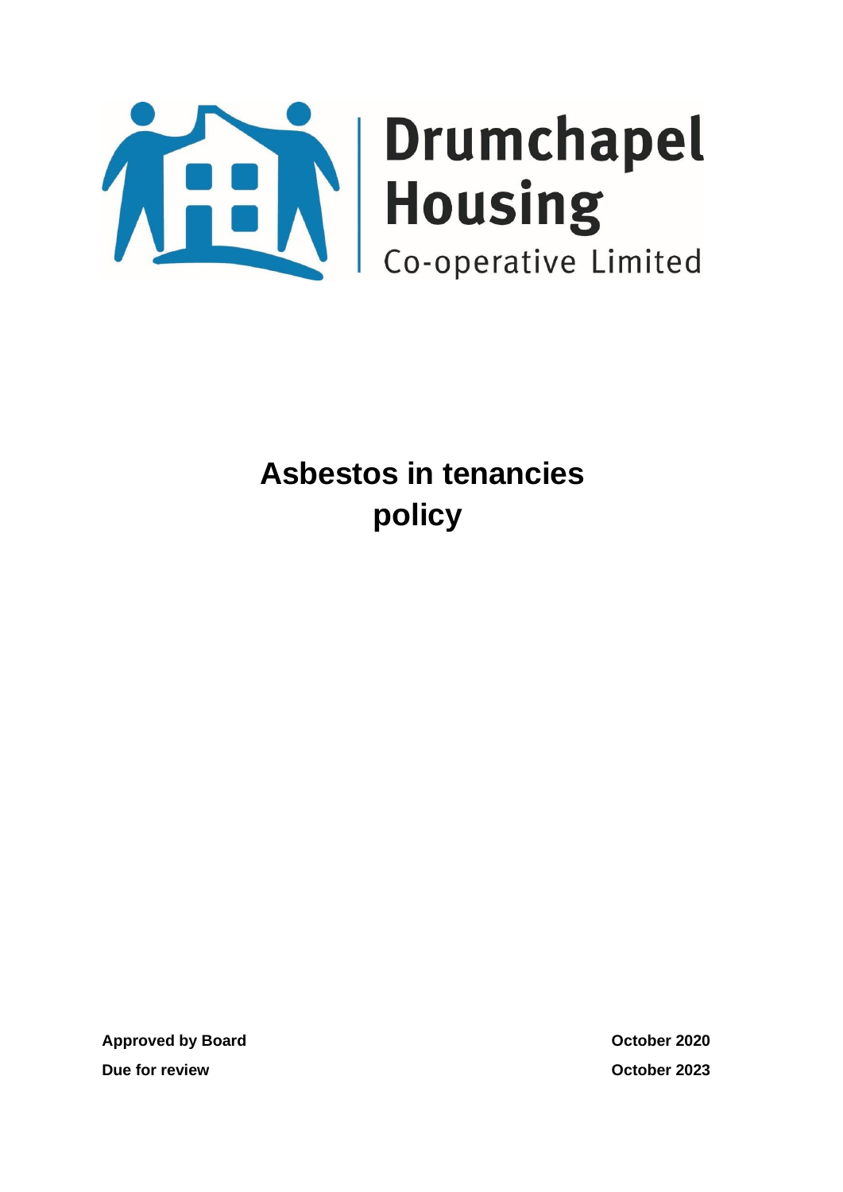Drumchapel Housing

Co-operative Limited

# Asbestos in tenancies policy

**Approved by Board** **October 2020**

**Due for review** **October 2023**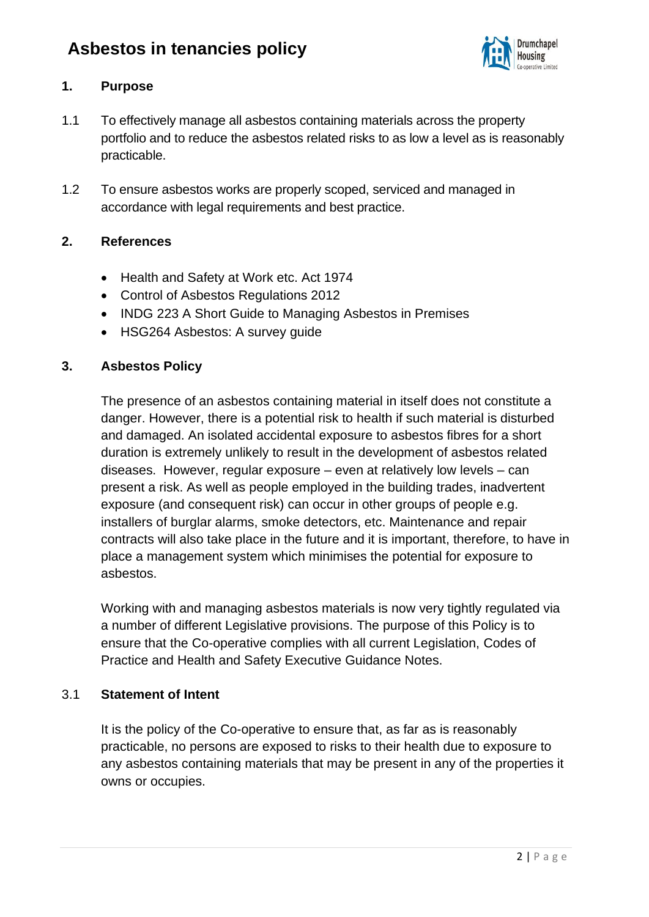# Asbestos in tenancies policy

## 1. Purpose

1.1 To effectively manage all asbestos containing materials across the property portfolio and to reduce the asbestos related risks to as low a level as is reasonably practicable.

1.2 To ensure asbestos works are properly scoped, serviced and managed in accordance with legal requirements and best practice.

## 2. References

- Health and Safety at Work etc. Act 1974
- Control of Asbestos Regulations 2012
- INDG 223 A Short Guide to Managing Asbestos in Premises
- HSG264 Asbestos: A survey guide

## 3. Asbestos Policy

The presence of an asbestos containing material in itself does not constitute a danger. However, there is a potential risk to health if such material is disturbed and damaged. An isolated accidental exposure to asbestos fibres for a short duration is extremely unlikely to result in the development of asbestos related diseases. However, regular exposure – even at relatively low levels – can present a risk. As well as people employed in the building trades, inadvertent exposure (and consequent risk) can occur in other groups of people e.g. installers of burglar alarms, smoke detectors, etc. Maintenance and repair contracts will also take place in the future and it is important, therefore, to have in place a management system which minimises the potential for exposure to asbestos.

Working with and managing asbestos materials is now very tightly regulated via a number of different Legislative provisions. The purpose of this Policy is to ensure that the Co-operative complies with all current Legislation, Codes of Practice and Health and Safety Executive Guidance Notes.

### 3.1 Statement of Intent

It is the policy of the Co-operative to ensure that, as far as is reasonably practicable, no persons are exposed to risks to their health due to exposure to any asbestos containing materials that may be present in any of the properties it owns or occupies.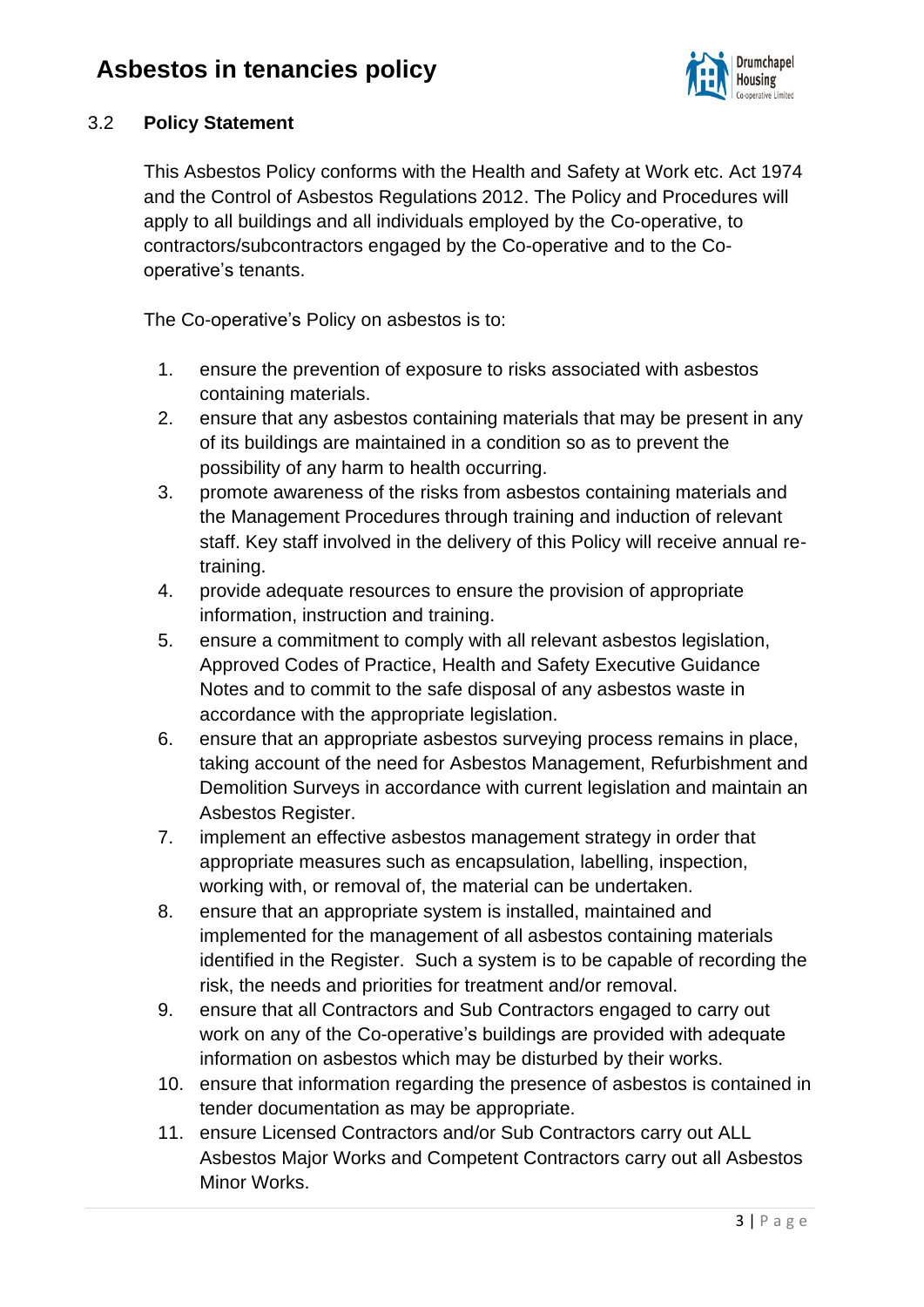### 3.2 **Policy Statement**

This Asbestos Policy conforms with the Health and Safety at Work etc. Act 1974 and the Control of Asbestos Regulations 2012. The Policy and Procedures will apply to all buildings and all individuals employed by the Co-operative, to contractors/subcontractors engaged by the Co-operative and to the Co-operative's tenants.

The Co-operative's Policy on asbestos is to:

1. ensure the prevention of exposure to risks associated with asbestos containing materials.
2. ensure that any asbestos containing materials that may be present in any of its buildings are maintained in a condition so as to prevent the possibility of any harm to health occurring.
3. promote awareness of the risks from asbestos containing materials and the Management Procedures through training and induction of relevant staff. Key staff involved in the delivery of this Policy will receive annual re-training.
4. provide adequate resources to ensure the provision of appropriate information, instruction and training.
5. ensure a commitment to comply with all relevant asbestos legislation, Approved Codes of Practice, Health and Safety Executive Guidance Notes and to commit to the safe disposal of any asbestos waste in accordance with the appropriate legislation.
6. ensure that an appropriate asbestos surveying process remains in place, taking account of the need for Asbestos Management, Refurbishment and Demolition Surveys in accordance with current legislation and maintain an Asbestos Register.
7. implement an effective asbestos management strategy in order that appropriate measures such as encapsulation, labelling, inspection, working with, or removal of, the material can be undertaken.
8. ensure that an appropriate system is installed, maintained and implemented for the management of all asbestos containing materials identified in the Register. Such a system is to be capable of recording the risk, the needs and priorities for treatment and/or removal.
9. ensure that all Contractors and Sub Contractors engaged to carry out work on any of the Co-operative's buildings are provided with adequate information on asbestos which may be disturbed by their works.
10. ensure that information regarding the presence of asbestos is contained in tender documentation as may be appropriate.
11. ensure Licensed Contractors and/or Sub Contractors carry out ALL Asbestos Major Works and Competent Contractors carry out all Asbestos Minor Works.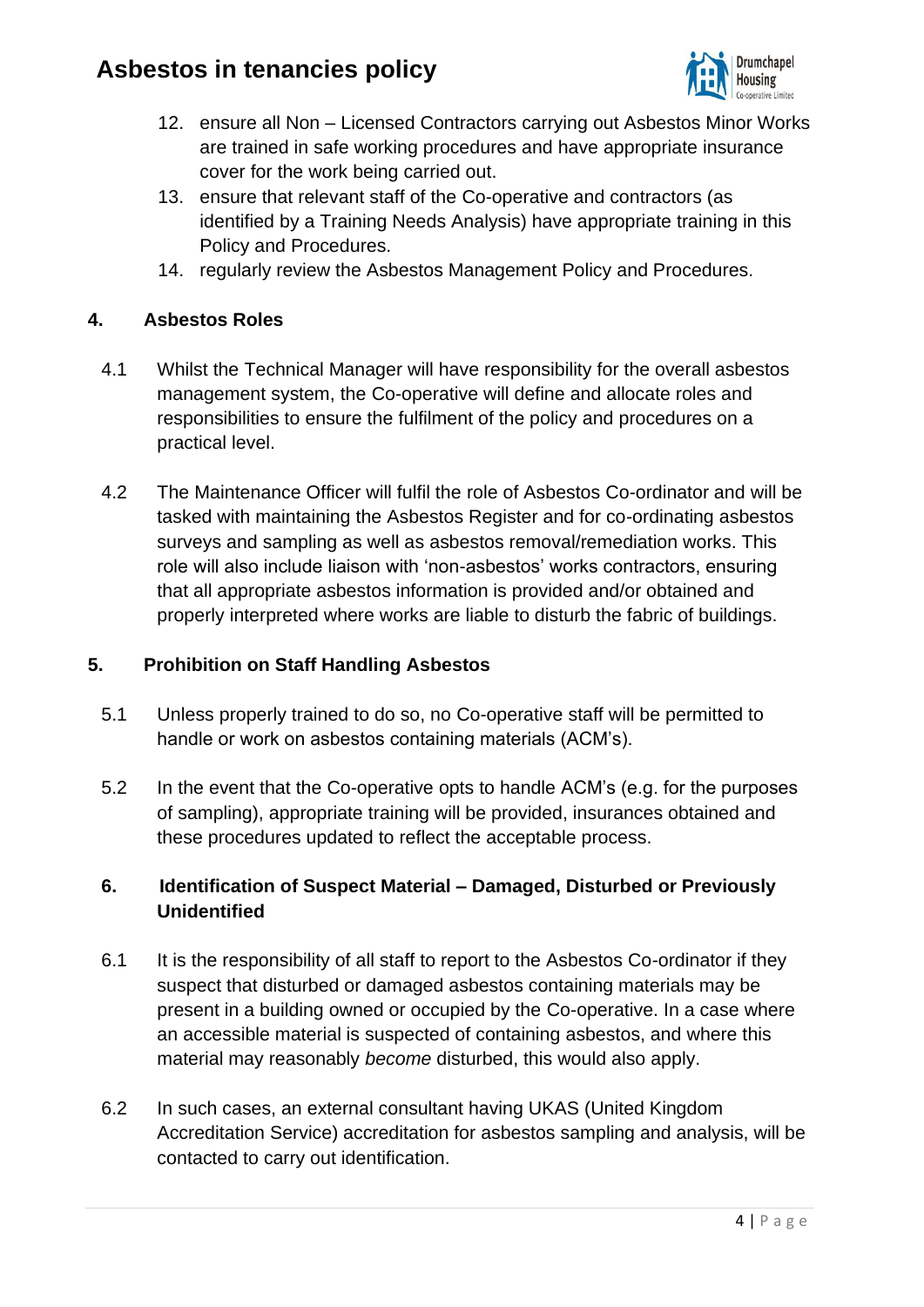12. ensure all Non – Licensed Contractors carrying out Asbestos Minor Works are trained in safe working procedures and have appropriate insurance cover for the work being carried out.
13. ensure that relevant staff of the Co-operative and contractors (as identified by a Training Needs Analysis) have appropriate training in this Policy and Procedures.
14. regularly review the Asbestos Management Policy and Procedures.

## 4. Asbestos Roles

4.1 Whilst the Technical Manager will have responsibility for the overall asbestos management system, the Co-operative will define and allocate roles and responsibilities to ensure the fulfilment of the policy and procedures on a practical level.

4.2 The Maintenance Officer will fulfil the role of Asbestos Co-ordinator and will be tasked with maintaining the Asbestos Register and for co-ordinating asbestos surveys and sampling as well as asbestos removal/remediation works. This role will also include liaison with 'non-asbestos' works contractors, ensuring that all appropriate asbestos information is provided and/or obtained and properly interpreted where works are liable to disturb the fabric of buildings.

## 5. Prohibition on Staff Handling Asbestos

5.1 Unless properly trained to do so, no Co-operative staff will be permitted to handle or work on asbestos containing materials (ACM's).

5.2 In the event that the Co-operative opts to handle ACM's (e.g. for the purposes of sampling), appropriate training will be provided, insurances obtained and these procedures updated to reflect the acceptable process.

## 6. Identification of Suspect Material – Damaged, Disturbed or Previously Unidentified

6.1 It is the responsibility of all staff to report to the Asbestos Co-ordinator if they suspect that disturbed or damaged asbestos containing materials may be present in a building owned or occupied by the Co-operative. In a case where an accessible material is suspected of containing asbestos, and where this material may reasonably *become* disturbed, this would also apply.

6.2 In such cases, an external consultant having UKAS (United Kingdom Accreditation Service) accreditation for asbestos sampling and analysis, will be contacted to carry out identification.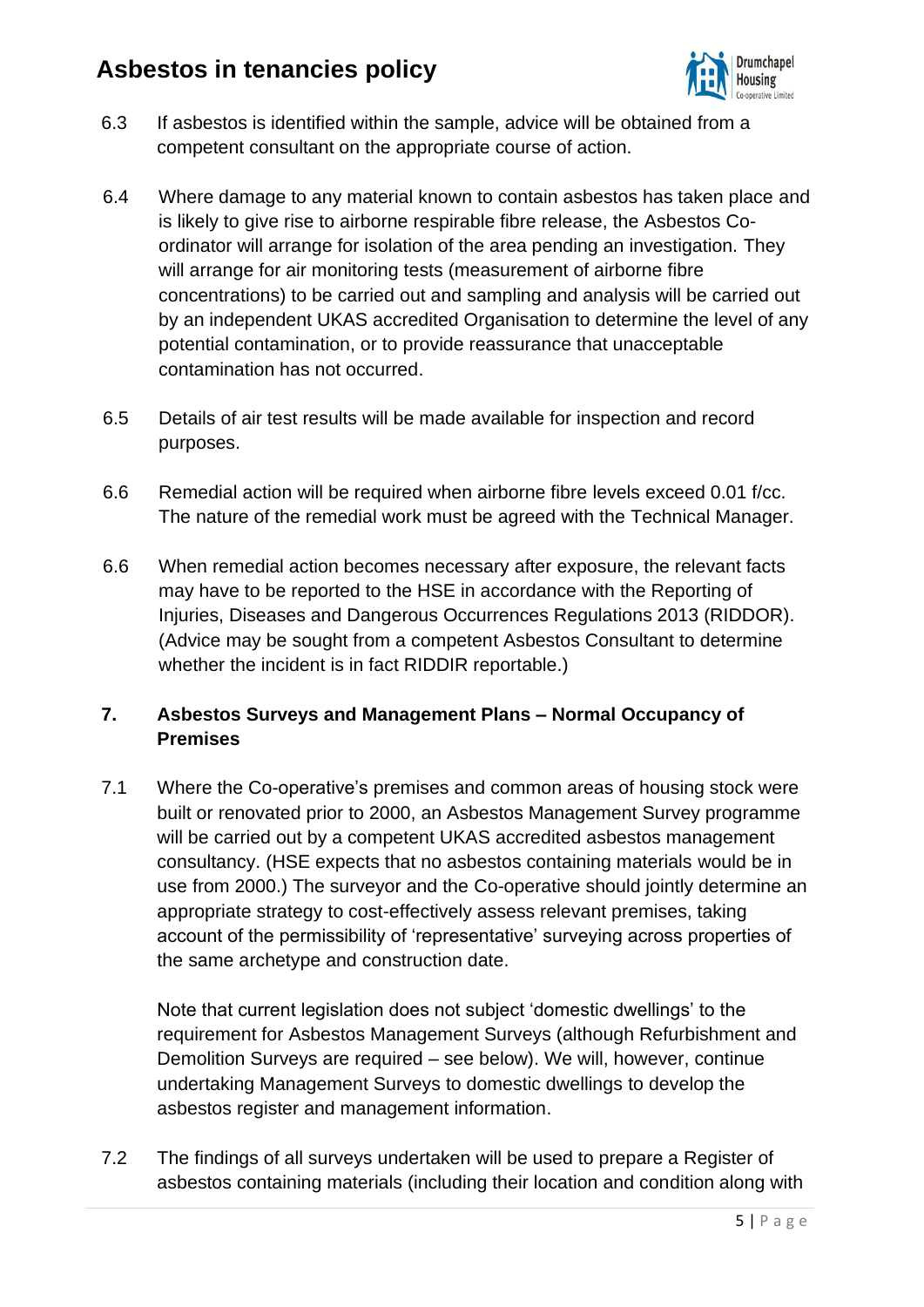6.3 If asbestos is identified within the sample, advice will be obtained from a competent consultant on the appropriate course of action.

6.4 Where damage to any material known to contain asbestos has taken place and is likely to give rise to airborne respirable fibre release, the Asbestos Co-ordinator will arrange for isolation of the area pending an investigation. They will arrange for air monitoring tests (measurement of airborne fibre concentrations) to be carried out and sampling and analysis will be carried out by an independent UKAS accredited Organisation to determine the level of any potential contamination, or to provide reassurance that unacceptable contamination has not occurred.

6.5 Details of air test results will be made available for inspection and record purposes.

6.6 Remedial action will be required when airborne fibre levels exceed 0.01 f/cc. The nature of the remedial work must be agreed with the Technical Manager.

6.6 When remedial action becomes necessary after exposure, the relevant facts may have to be reported to the HSE in accordance with the Reporting of Injuries, Diseases and Dangerous Occurrences Regulations 2013 (RIDDOR). (Advice may be sought from a competent Asbestos Consultant to determine whether the incident is in fact RIDDIR reportable.)

## 7. Asbestos Surveys and Management Plans – Normal Occupancy of Premises

7.1 Where the Co-operative's premises and common areas of housing stock were built or renovated prior to 2000, an Asbestos Management Survey programme will be carried out by a competent UKAS accredited asbestos management consultancy. (HSE expects that no asbestos containing materials would be in use from 2000.) The surveyor and the Co-operative should jointly determine an appropriate strategy to cost-effectively assess relevant premises, taking account of the permissibility of 'representative' surveying across properties of the same archetype and construction date.

Note that current legislation does not subject 'domestic dwellings' to the requirement for Asbestos Management Surveys (although Refurbishment and Demolition Surveys are required – see below). We will, however, continue undertaking Management Surveys to domestic dwellings to develop the asbestos register and management information.

7.2 The findings of all surveys undertaken will be used to prepare a Register of asbestos containing materials (including their location and condition along with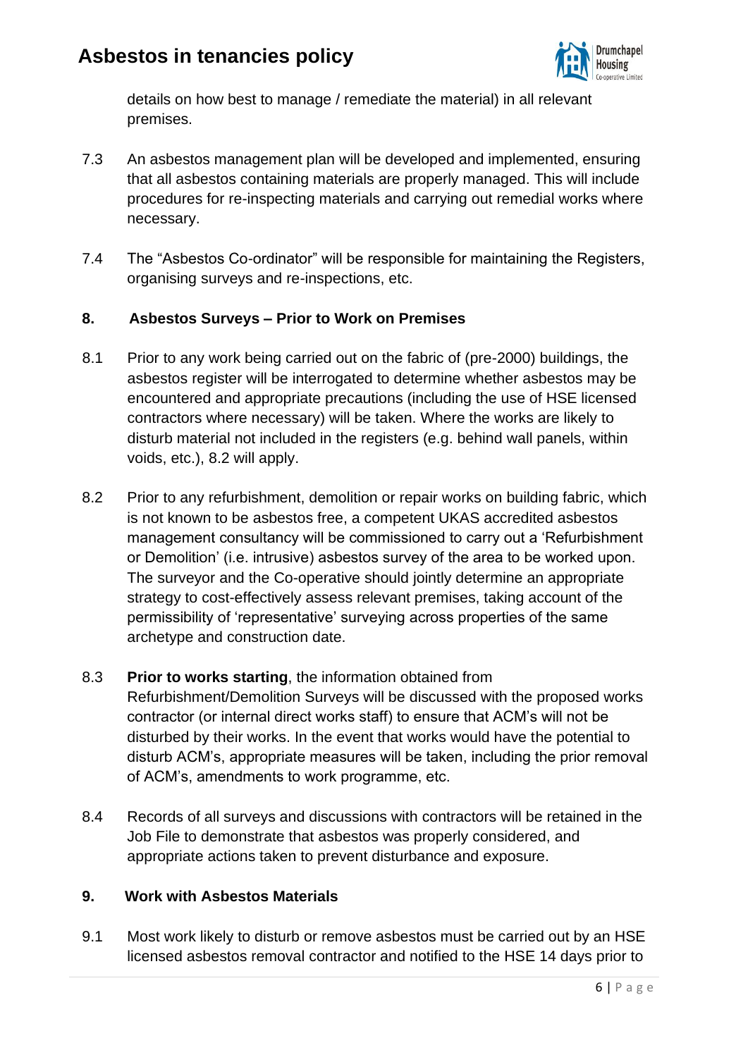details on how best to manage / remediate the material) in all relevant premises.

7.3 An asbestos management plan will be developed and implemented, ensuring that all asbestos containing materials are properly managed. This will include procedures for re-inspecting materials and carrying out remedial works where necessary.

7.4 The "Asbestos Co-ordinator" will be responsible for maintaining the Registers, organising surveys and re-inspections, etc.

## 8. Asbestos Surveys – Prior to Work on Premises

8.1 Prior to any work being carried out on the fabric of (pre-2000) buildings, the asbestos register will be interrogated to determine whether asbestos may be encountered and appropriate precautions (including the use of HSE licensed contractors where necessary) will be taken. Where the works are likely to disturb material not included in the registers (e.g. behind wall panels, within voids, etc.), 8.2 will apply.

8.2 Prior to any refurbishment, demolition or repair works on building fabric, which is not known to be asbestos free, a competent UKAS accredited asbestos management consultancy will be commissioned to carry out a 'Refurbishment or Demolition' (i.e. intrusive) asbestos survey of the area to be worked upon. The surveyor and the Co-operative should jointly determine an appropriate strategy to cost-effectively assess relevant premises, taking account of the permissibility of 'representative' surveying across properties of the same archetype and construction date.

8.3 **Prior to works starting**, the information obtained from Refurbishment/Demolition Surveys will be discussed with the proposed works contractor (or internal direct works staff) to ensure that ACM's will not be disturbed by their works. In the event that works would have the potential to disturb ACM's, appropriate measures will be taken, including the prior removal of ACM's, amendments to work programme, etc.

8.4 Records of all surveys and discussions with contractors will be retained in the Job File to demonstrate that asbestos was properly considered, and appropriate actions taken to prevent disturbance and exposure.

## 9. Work with Asbestos Materials

9.1 Most work likely to disturb or remove asbestos must be carried out by an HSE licensed asbestos removal contractor and notified to the HSE 14 days prior to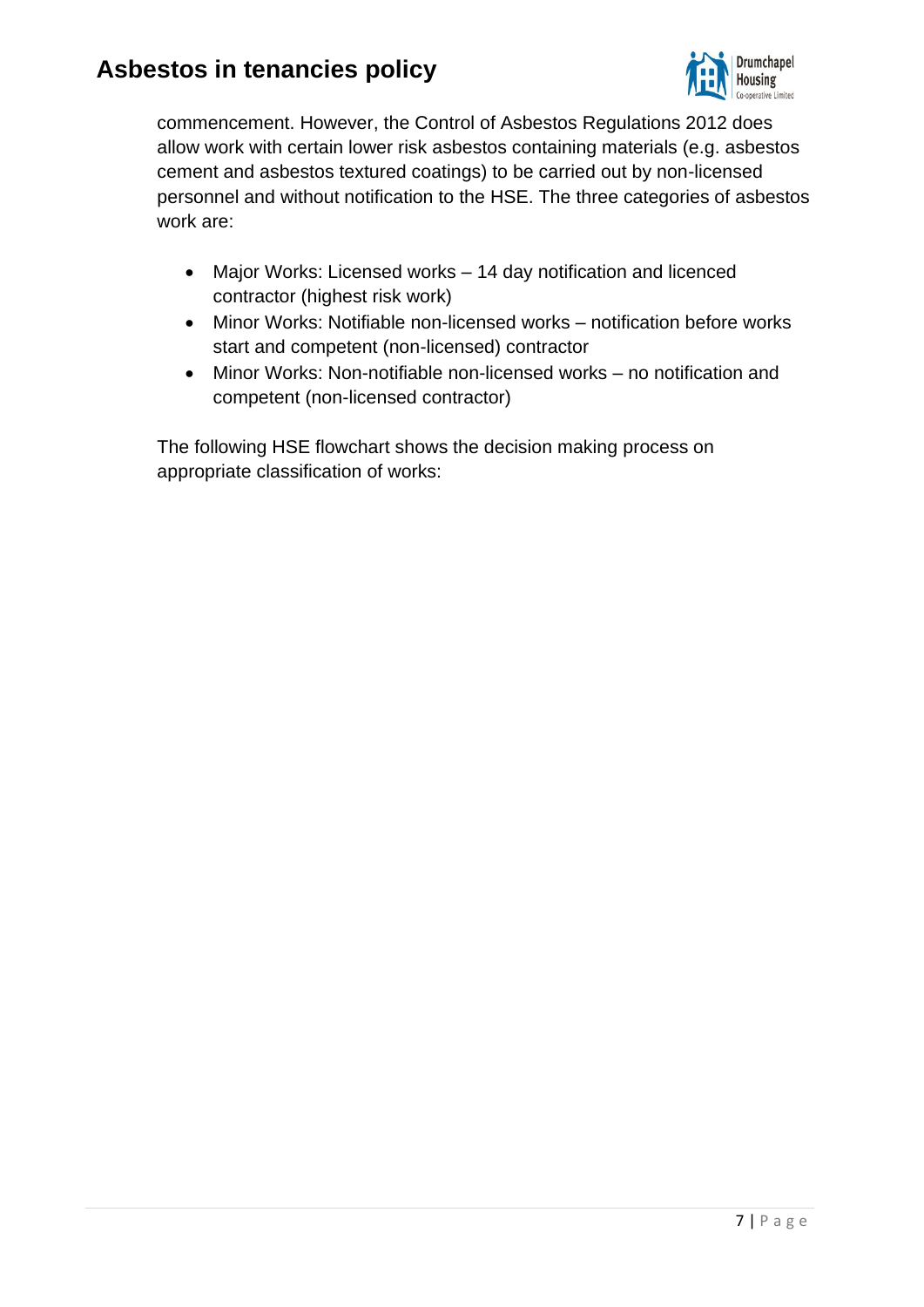commencement. However, the Control of Asbestos Regulations 2012 does allow work with certain lower risk asbestos containing materials (e.g. asbestos cement and asbestos textured coatings) to be carried out by non-licensed personnel and without notification to the HSE. The three categories of asbestos work are:

- Major Works: Licensed works – 14 day notification and licenced contractor (highest risk work)
- Minor Works: Notifiable non-licensed works – notification before works start and competent (non-licensed) contractor
- Minor Works: Non-notifiable non-licensed works – no notification and competent (non-licensed contractor)

The following HSE flowchart shows the decision making process on appropriate classification of works: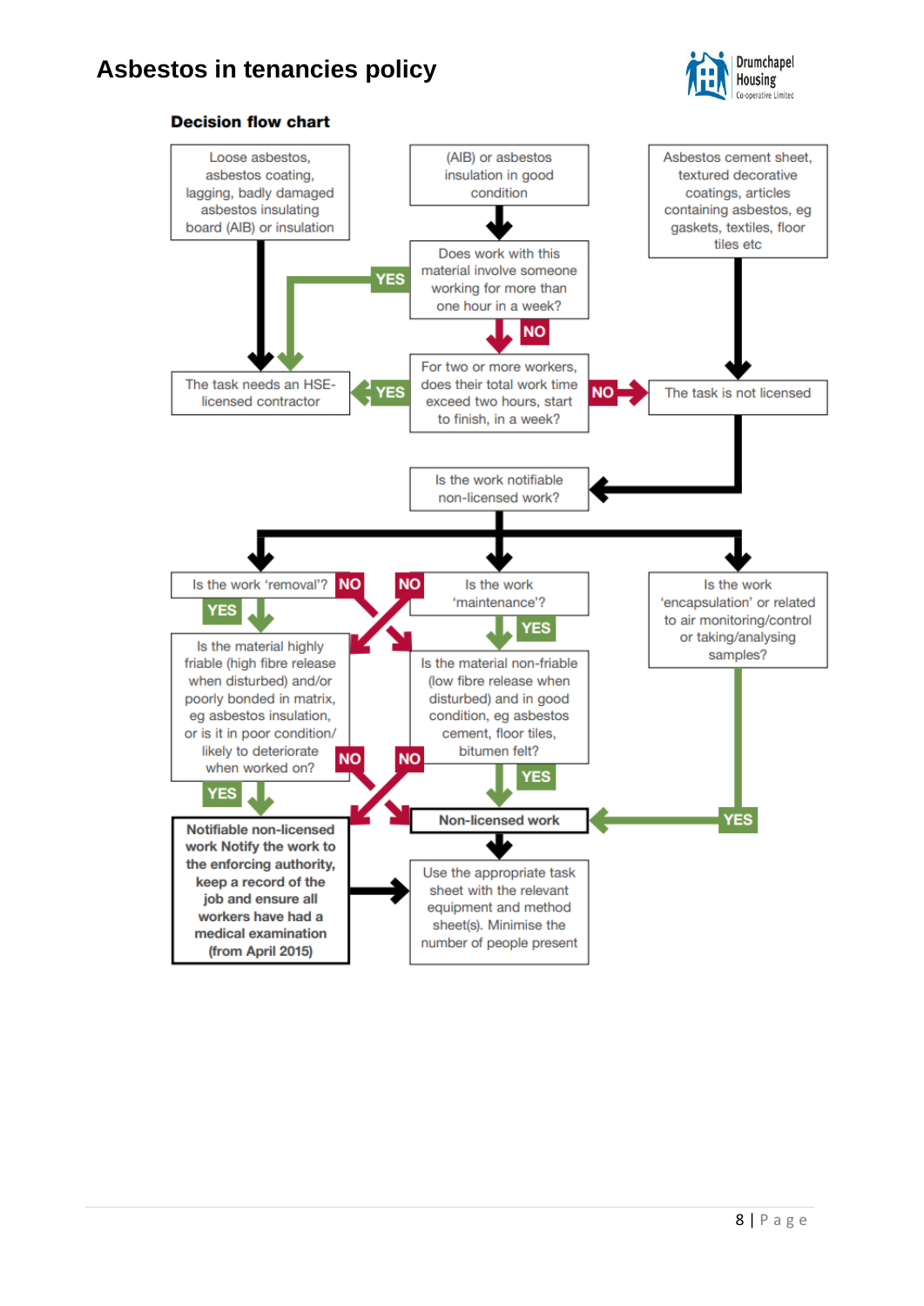# Asbestos in tenancies policy

Drumchapel Housing Co-operative Limited

### Decision flow chart

Loose asbestos, asbestos coating, lagging, badly damaged asbestos insulating board (AIB) or insulation

(AIB) or asbestos insulation in good condition

Asbestos cement sheet, textured decorative coatings, articles containing asbestos, eg gaskets, textiles, floor tiles etc

Does work with this material involve someone working for more than one hour in a week?

YES

NO

The task needs an HSE-licensed contractor

YES

For two or more workers, does their total work time exceed two hours, start to finish, in a week?

NO

The task is not licensed

Is the work notifiable non-licensed work?

Is the work 'removal'?

NO

NO

Is the work 'maintenance'?

Is the work 'encapsulation' or related to air monitoring/control or taking/analysing samples?

YES

YES

Is the material highly friable (high fibre release when disturbed) and/or poorly bonded in matrix, eg asbestos insulation, or is it in poor condition/ likely to deteriorate when worked on?

NO

NO

Is the material non-friable (low fibre release when disturbed) and in good condition, eg asbestos cement, floor tiles, bitumen felt?

YES

YES

YES

**Notifiable non-licensed work Notify the work to the enforcing authority, keep a record of the job and ensure all workers have had a medical examination (from April 2015)**

**Non-licensed work**

Use the appropriate task sheet with the relevant equipment and method sheet(s). Minimise the number of people present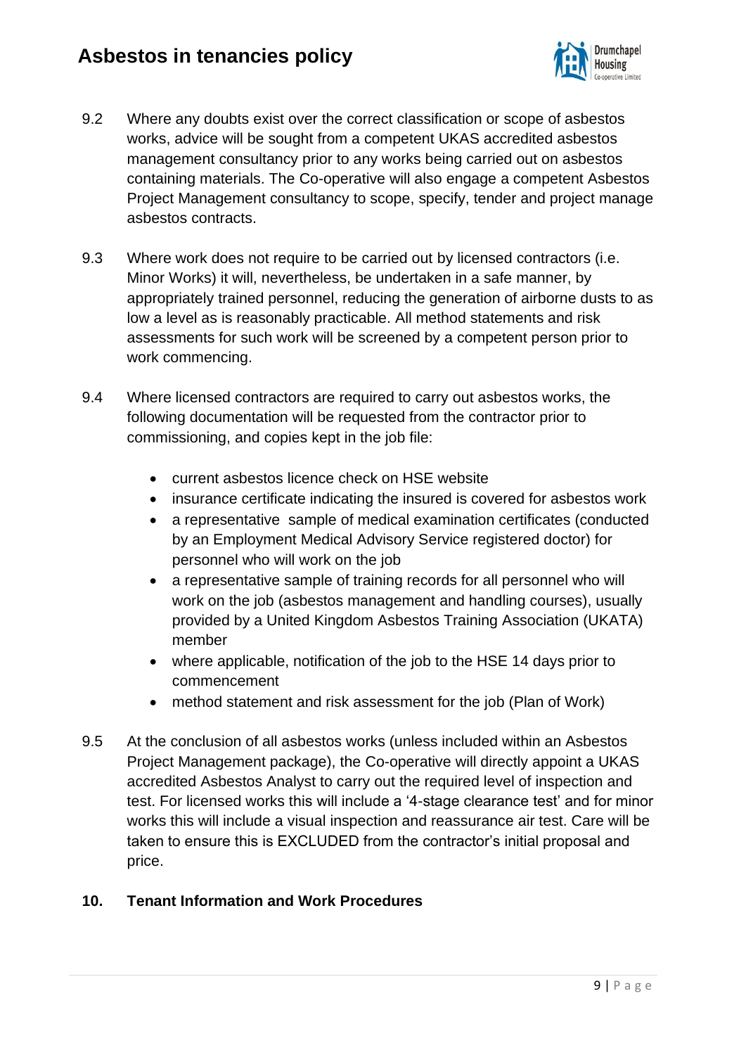9.2 Where any doubts exist over the correct classification or scope of asbestos works, advice will be sought from a competent UKAS accredited asbestos management consultancy prior to any works being carried out on asbestos containing materials. The Co-operative will also engage a competent Asbestos Project Management consultancy to scope, specify, tender and project manage asbestos contracts.

9.3 Where work does not require to be carried out by licensed contractors (i.e. Minor Works) it will, nevertheless, be undertaken in a safe manner, by appropriately trained personnel, reducing the generation of airborne dusts to as low a level as is reasonably practicable. All method statements and risk assessments for such work will be screened by a competent person prior to work commencing.

9.4 Where licensed contractors are required to carry out asbestos works, the following documentation will be requested from the contractor prior to commissioning, and copies kept in the job file:

- current asbestos licence check on HSE website
- insurance certificate indicating the insured is covered for asbestos work
- a representative sample of medical examination certificates (conducted by an Employment Medical Advisory Service registered doctor) for personnel who will work on the job
- a representative sample of training records for all personnel who will work on the job (asbestos management and handling courses), usually provided by a United Kingdom Asbestos Training Association (UKATA) member
- where applicable, notification of the job to the HSE 14 days prior to commencement
- method statement and risk assessment for the job (Plan of Work)

9.5 At the conclusion of all asbestos works (unless included within an Asbestos Project Management package), the Co-operative will directly appoint a UKAS accredited Asbestos Analyst to carry out the required level of inspection and test. For licensed works this will include a '4-stage clearance test' and for minor works this will include a visual inspection and reassurance air test. Care will be taken to ensure this is EXCLUDED from the contractor's initial proposal and price.

## 10. Tenant Information and Work Procedures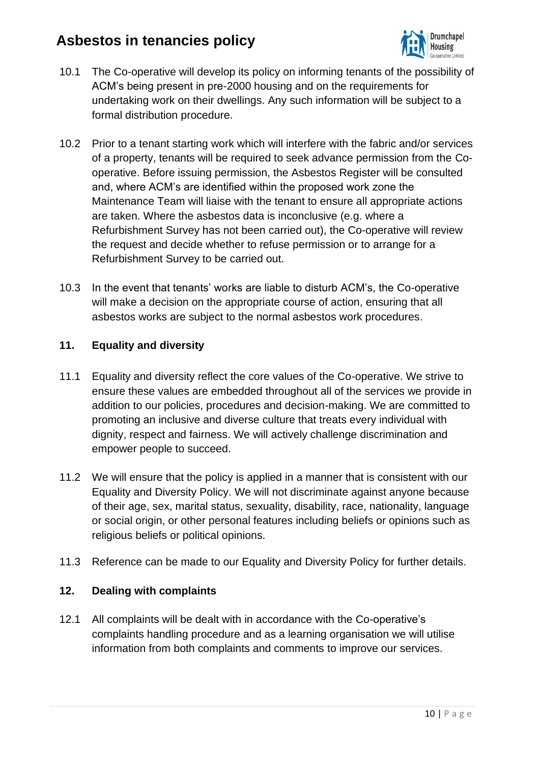10.1 The Co-operative will develop its policy on informing tenants of the possibility of ACM's being present in pre-2000 housing and on the requirements for undertaking work on their dwellings. Any such information will be subject to a formal distribution procedure.

10.2 Prior to a tenant starting work which will interfere with the fabric and/or services of a property, tenants will be required to seek advance permission from the Co-operative. Before issuing permission, the Asbestos Register will be consulted and, where ACM's are identified within the proposed work zone the Maintenance Team will liaise with the tenant to ensure all appropriate actions are taken. Where the asbestos data is inconclusive (e.g. where a Refurbishment Survey has not been carried out), the Co-operative will review the request and decide whether to refuse permission or to arrange for a Refurbishment Survey to be carried out.

10.3 In the event that tenants' works are liable to disturb ACM's, the Co-operative will make a decision on the appropriate course of action, ensuring that all asbestos works are subject to the normal asbestos work procedures.

## 11. Equality and diversity

11.1 Equality and diversity reflect the core values of the Co-operative. We strive to ensure these values are embedded throughout all of the services we provide in addition to our policies, procedures and decision-making. We are committed to promoting an inclusive and diverse culture that treats every individual with dignity, respect and fairness. We will actively challenge discrimination and empower people to succeed.

11.2 We will ensure that the policy is applied in a manner that is consistent with our Equality and Diversity Policy. We will not discriminate against anyone because of their age, sex, marital status, sexuality, disability, race, nationality, language or social origin, or other personal features including beliefs or opinions such as religious beliefs or political opinions.

11.3 Reference can be made to our Equality and Diversity Policy for further details.

## 12. Dealing with complaints

12.1 All complaints will be dealt with in accordance with the Co-operative's complaints handling procedure and as a learning organisation we will utilise information from both complaints and comments to improve our services.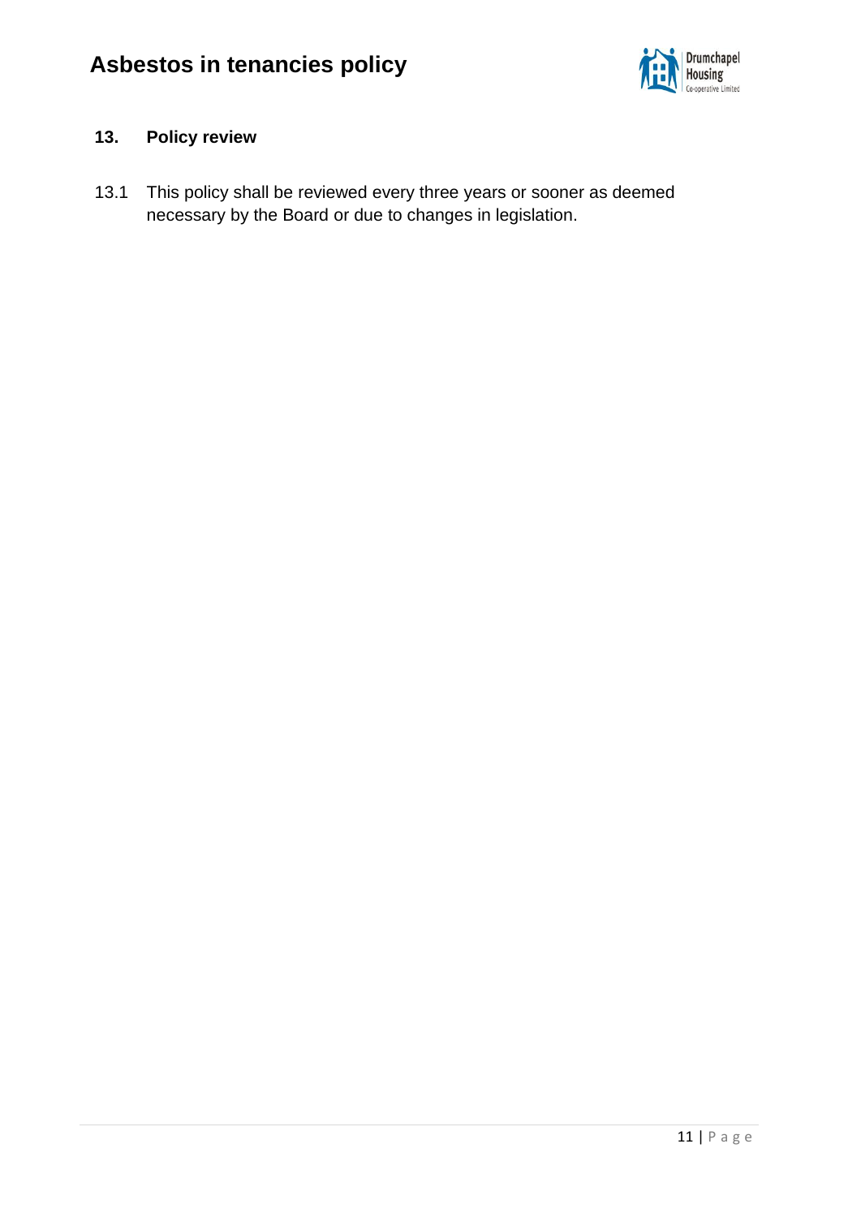## 13. Policy review

13.1 This policy shall be reviewed every three years or sooner as deemed necessary by the Board or due to changes in legislation.